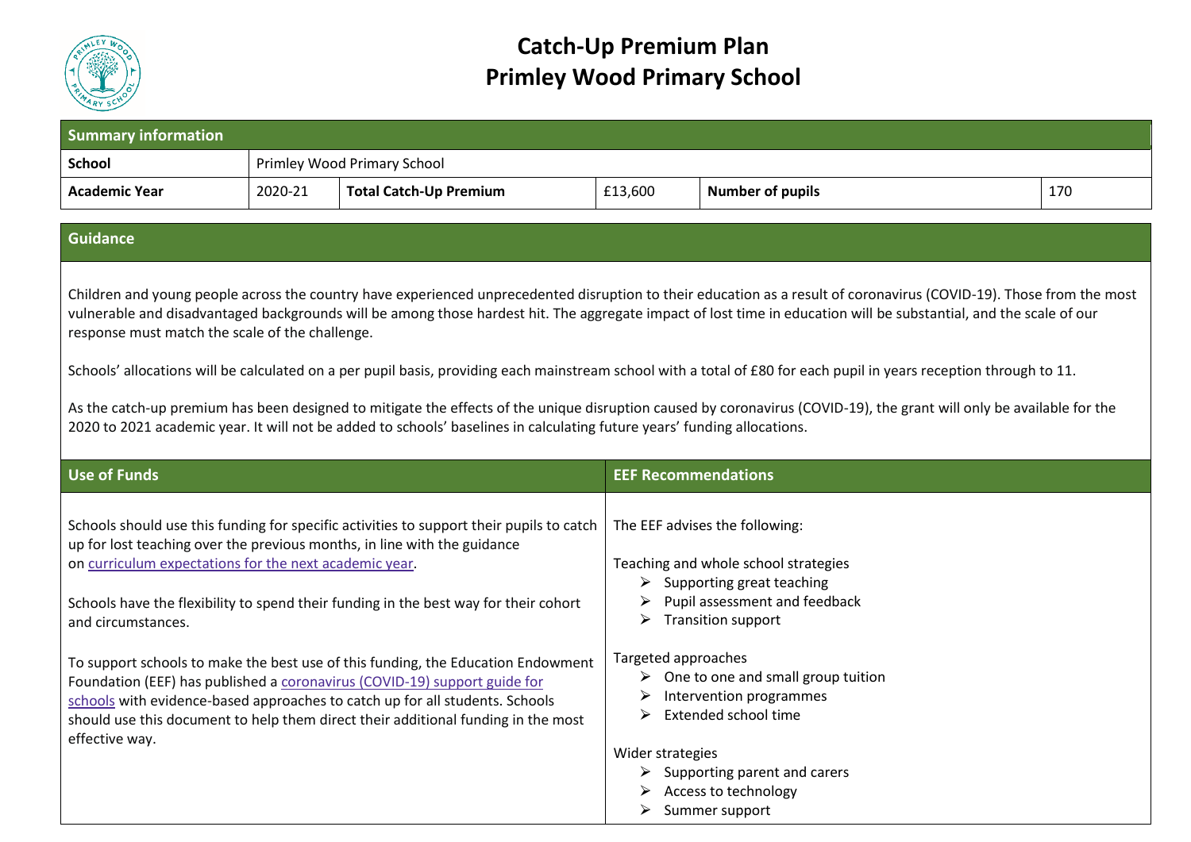# Catch-Up Premium Plan
# Primley Wood Primary School

| Summary information | | | | | |
|---|---|---|---|---|---|
| **School** | Primley Wood Primary School | | | | |
| **Academic Year** | 2020-21 | **Total Catch-Up Premium** | £13,600 | **Number of pupils** | 170 |

## Guidance

Children and young people across the country have experienced unprecedented disruption to their education as a result of coronavirus (COVID-19). Those from the most vulnerable and disadvantaged backgrounds will be among those hardest hit. The aggregate impact of lost time in education will be substantial, and the scale of our response must match the scale of the challenge.

Schools' allocations will be calculated on a per pupil basis, providing each mainstream school with a total of £80 for each pupil in years reception through to 11.

As the catch-up premium has been designed to mitigate the effects of the unique disruption caused by coronavirus (COVID-19), the grant will only be available for the 2020 to 2021 academic year. It will not be added to schools' baselines in calculating future years' funding allocations.

## Use of Funds

Schools should use this funding for specific activities to support their pupils to catch up for lost teaching over the previous months, in line with the guidance on curriculum expectations for the next academic year.

Schools have the flexibility to spend their funding in the best way for their cohort and circumstances.

To support schools to make the best use of this funding, the Education Endowment Foundation (EEF) has published a coronavirus (COVID-19) support guide for schools with evidence-based approaches to catch up for all students. Schools should use this document to help them direct their additional funding in the most effective way.

## EEF Recommendations

The EEF advises the following:

Teaching and whole school strategies
- Supporting great teaching
- Pupil assessment and feedback
- Transition support

Targeted approaches
- One to one and small group tuition
- Intervention programmes
- Extended school time

Wider strategies
- Supporting parent and carers
- Access to technology
- Summer support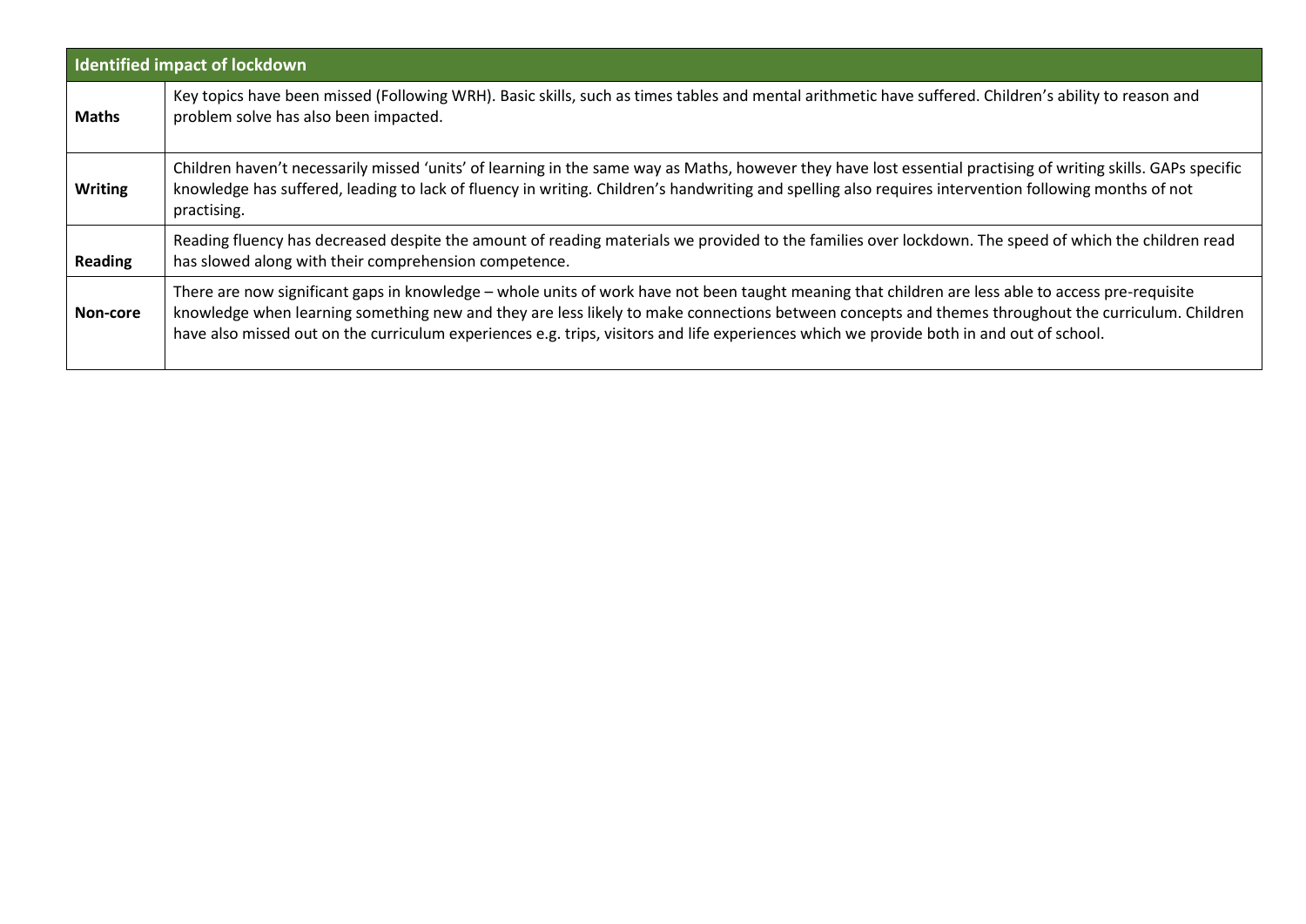| Identified impact of lockdown | |
|---|---|
| **Maths** | Key topics have been missed (Following WRH). Basic skills, such as times tables and mental arithmetic have suffered. Children's ability to reason and problem solve has also been impacted. |
| **Writing** | Children haven't necessarily missed 'units' of learning in the same way as Maths, however they have lost essential practising of writing skills. GAPs specific knowledge has suffered, leading to lack of fluency in writing. Children's handwriting and spelling also requires intervention following months of not practising. |
| **Reading** | Reading fluency has decreased despite the amount of reading materials we provided to the families over lockdown. The speed of which the children read has slowed along with their comprehension competence. |
| **Non-core** | There are now significant gaps in knowledge – whole units of work have not been taught meaning that children are less able to access pre-requisite knowledge when learning something new and they are less likely to make connections between concepts and themes throughout the curriculum. Children have also missed out on the curriculum experiences e.g. trips, visitors and life experiences which we provide both in and out of school. |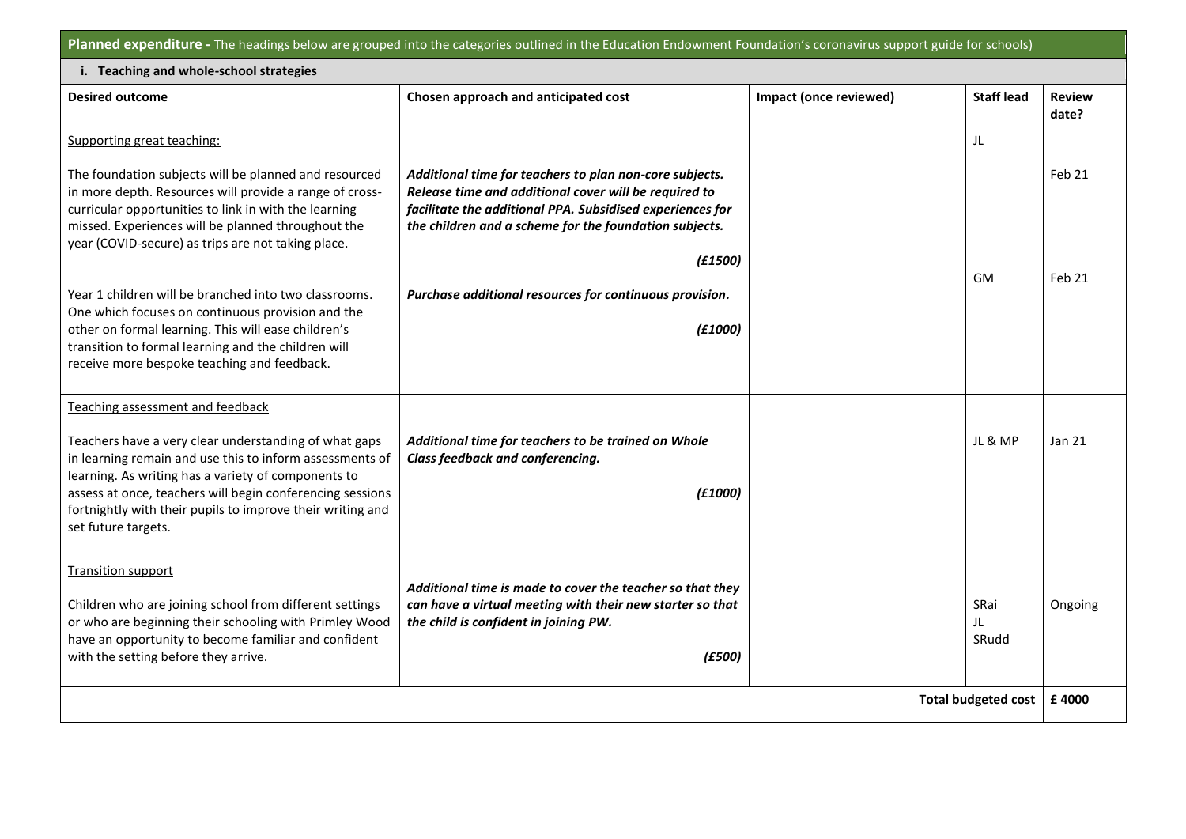**Planned expenditure -** The headings below are grouped into the categories outlined in the Education Endowment Foundation's coronavirus support guide for schools)

**i. Teaching and whole-school strategies**

| Desired outcome | Chosen approach and anticipated cost | Impact (once reviewed) | Staff lead | Review date? |
|---|---|---|---|---|
| Supporting great teaching:<br><br>The foundation subjects will be planned and resourced in more depth. Resources will provide a range of cross-curricular opportunities to link in with the learning missed. Experiences will be planned throughout the year (COVID-secure) as trips are not taking place. | ***Additional time for teachers to plan non-core subjects. Release time and additional cover will be required to facilitate the additional PPA. Subsidised experiences for the children and a scheme for the foundation subjects.***<br><br>***(£1500)*** | | JL | Feb 21 |
| Year 1 children will be branched into two classrooms. One which focuses on continuous provision and the other on formal learning. This will ease children's transition to formal learning and the children will receive more bespoke teaching and feedback. | ***Purchase additional resources for continuous provision.***<br><br>***(£1000)*** | | GM | Feb 21 |
| Teaching assessment and feedback<br><br>Teachers have a very clear understanding of what gaps in learning remain and use this to inform assessments of learning. As writing has a variety of components to assess at once, teachers will begin conferencing sessions fortnightly with their pupils to improve their writing and set future targets. | ***Additional time for teachers to be trained on Whole Class feedback and conferencing.***<br><br>***(£1000)*** | | JL & MP | Jan 21 |
| Transition support<br><br>Children who are joining school from different settings or who are beginning their schooling with Primley Wood have an opportunity to become familiar and confident with the setting before they arrive. | ***Additional time is made to cover the teacher so that they can have a virtual meeting with their new starter so that the child is confident in joining PW.***<br><br>***(£500)*** | | SRai<br>JL<br>SRudd | Ongoing |
| | | | **Total budgeted cost** | **£ 4000** |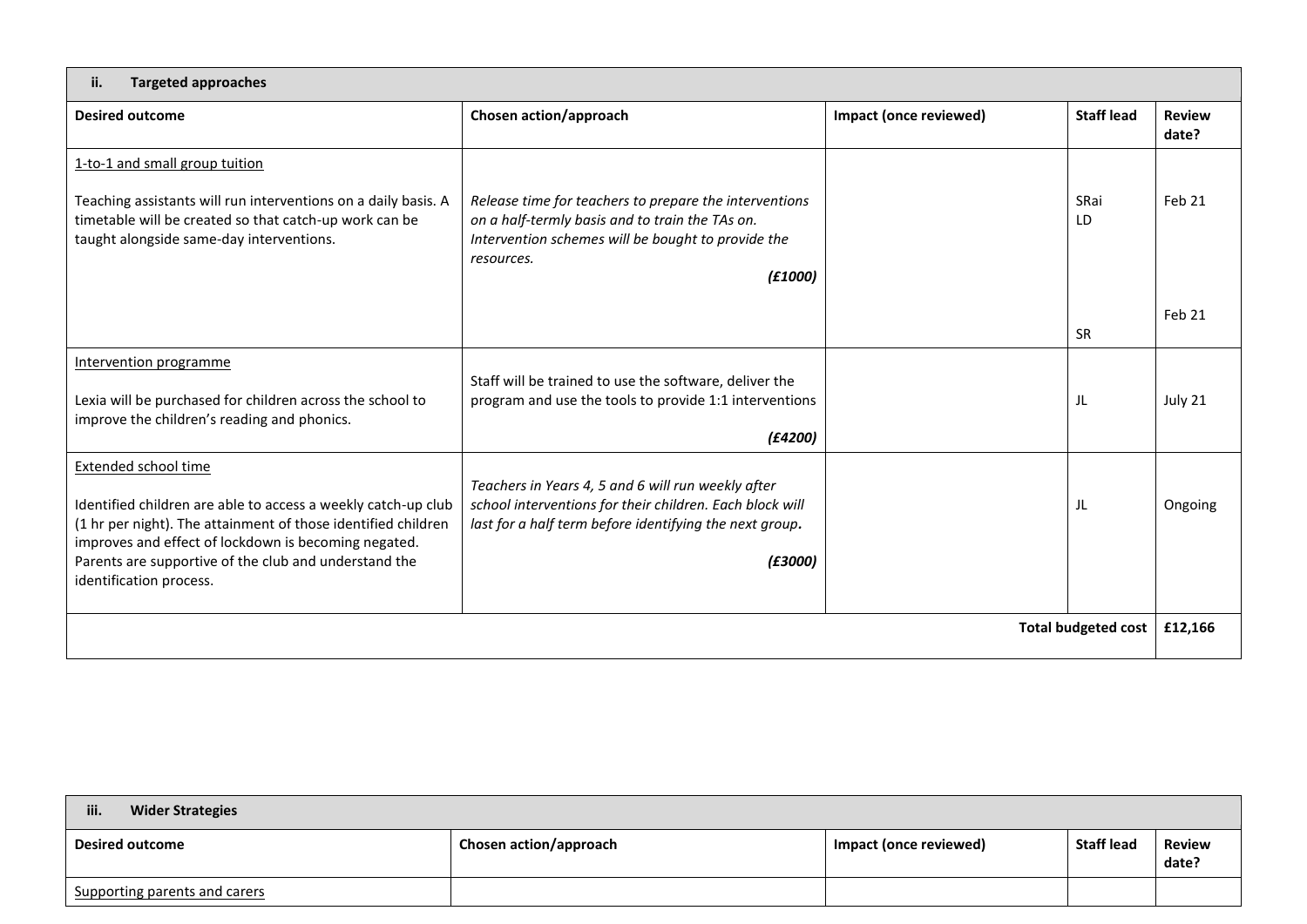| ii. Targeted approaches | | | | |
|---|---|---|---|---|
| **Desired outcome** | **Chosen action/approach** | **Impact (once reviewed)** | **Staff lead** | **Review date?** |
| <u>1-to-1 and small group tuition</u><br><br>Teaching assistants will run interventions on a daily basis. A timetable will be created so that catch-up work can be taught alongside same-day interventions. | *Release time for teachers to prepare the interventions on a half-termly basis and to train the TAs on. Intervention schemes will be bought to provide the resources.*<br>***(£1000)*** | | SRai<br>LD<br><br>SR | Feb 21<br><br>Feb 21 |
| <u>Intervention programme</u><br><br>Lexia will be purchased for children across the school to improve the children's reading and phonics. | Staff will be trained to use the software, deliver the program and use the tools to provide 1:1 interventions<br>***(£4200)*** | | JL | July 21 |
| <u>Extended school time</u><br><br>Identified children are able to access a weekly catch-up club (1 hr per night). The attainment of those identified children improves and effect of lockdown is becoming negated. Parents are supportive of the club and understand the identification process. | *Teachers in Years 4, 5 and 6 will run weekly after school interventions for their children. Each block will last for a half term before identifying the next group.*<br>***(£3000)*** | | JL | Ongoing |
| | | | **Total budgeted cost** | **£12,166** |

| iii. Wider Strategies | | | | |
|---|---|---|---|---|
| **Desired outcome** | **Chosen action/approach** | **Impact (once reviewed)** | **Staff lead** | **Review date?** |
| <u>Supporting parents and carers</u> | | | | |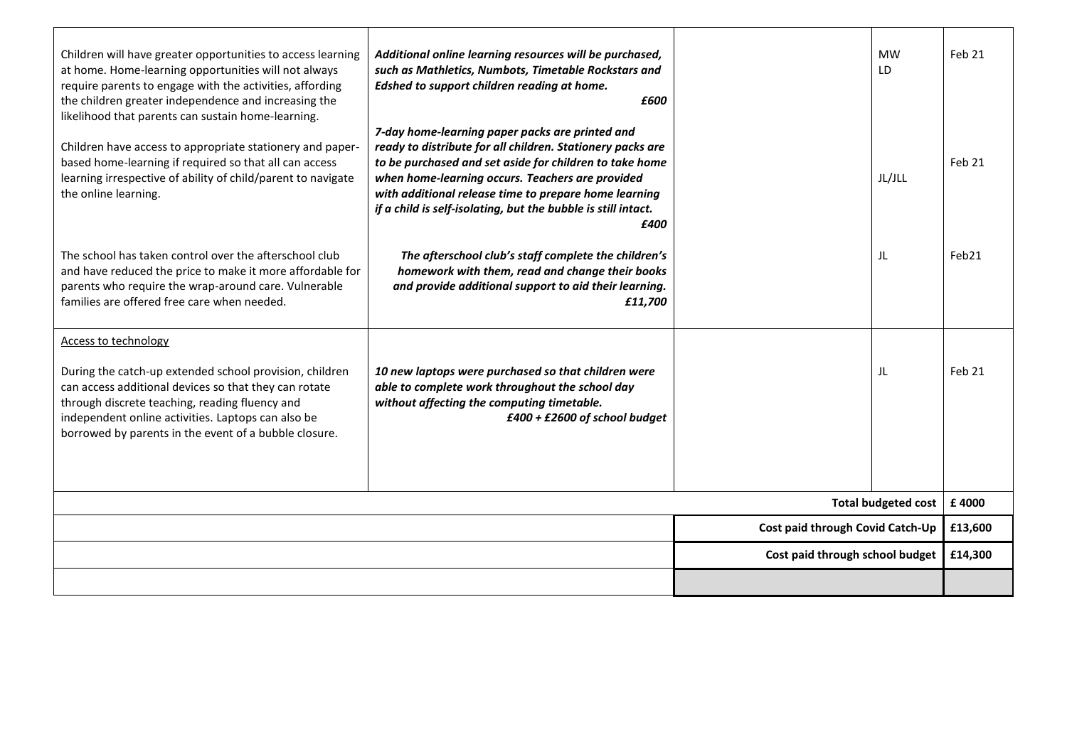| | | | | |
|---|---|---|---|---|
| Children will have greater opportunities to access learning at home. Home-learning opportunities will not always require parents to engage with the activities, affording the children greater independence and increasing the likelihood that parents can sustain home-learning.<br><br>Children have access to appropriate stationery and paper-based home-learning if required so that all can access learning irrespective of ability of child/parent to navigate the online learning.<br><br>The school has taken control over the afterschool club and have reduced the price to make it more affordable for parents who require the wrap-around care. Vulnerable families are offered free care when needed. | ***Additional online learning resources will be purchased, such as Mathletics, Numbots, Timetable Rockstars and Edshed to support children reading at home. £600***<br><br>***7-day home-learning paper packs are printed and ready to distribute for all children. Stationery packs are to be purchased and set aside for children to take home when home-learning occurs. Teachers are provided with additional release time to prepare home learning if a child is self-isolating, but the bubble is still intact. £400***<br><br>***The afterschool club's staff complete the children's homework with them, read and change their books and provide additional support to aid their learning. £11,700*** | | MW LD<br><br>JL/JLL<br><br>JL | Feb 21<br><br>Feb 21<br><br>Feb21 |
| Access to technology<br><br>During the catch-up extended school provision, children can access additional devices so that they can rotate through discrete teaching, reading fluency and independent online activities. Laptops can also be borrowed by parents in the event of a bubble closure. | ***10 new laptops were purchased so that children were able to complete work throughout the school day without affecting the computing timetable. £400 + £2600 of school budget*** | | JL | Feb 21 |
| | | | **Total budgeted cost** | **£ 4000** |
| | | | **Cost paid through Covid Catch-Up** | **£13,600** |
| | | | **Cost paid through school budget** | **£14,300** |
| | | | | |